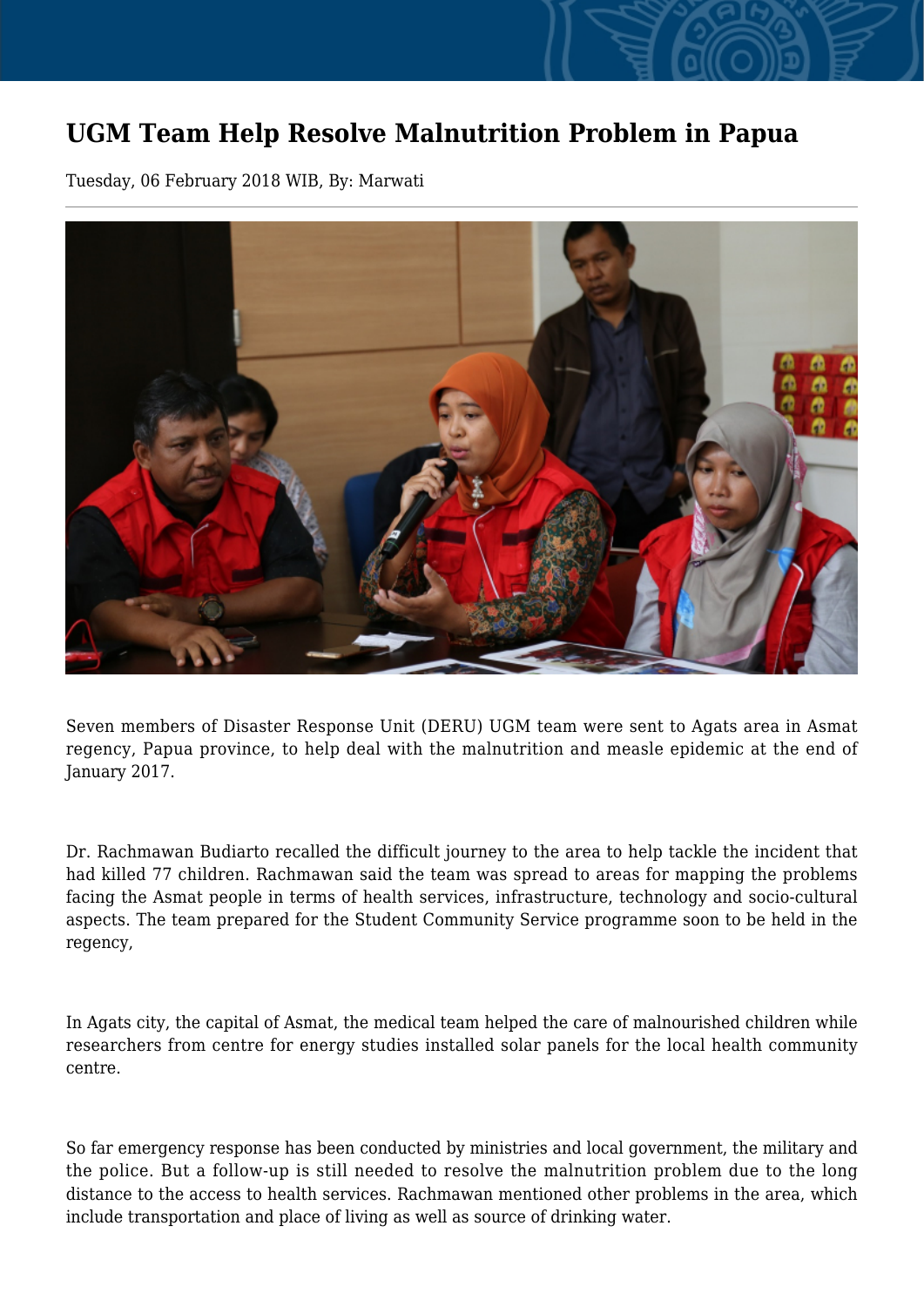# UGM Team Help Resolve Malnutrition Problem in Papua

Tuesday, 06 February 2018 WIB, By: Marwati

Seven members of Disaster Response Unit (DERU) UGM team were sent to Agats area in Asmat regency, Papua province, to help deal with the malnutrition and measle epidemic at the end of January 2017.

Dr. Rachmawan Budiarto recalled the difficult journey to the area to help tackle the incident that had killed 77 children. Rachmawan said the team was spread to areas for mapping the problems facing the Asmat people in terms of health services, infrastructure, technology and socio-cultural aspects. The team prepared for the Student Community Service programme soon to be held in the regency,

In Agats city, the capital of Asmat, the medical team helped the care of malnourished children while researchers from centre for energy studies installed solar panels for the local health community centre.

So far emergency response has been conducted by ministries and local government, the military and the police. But a follow-up is still needed to resolve the malnutrition problem due to the long distance to the access to health services. Rachmawan mentioned other problems in the area, which include transportation and place of living as well as source of drinking water.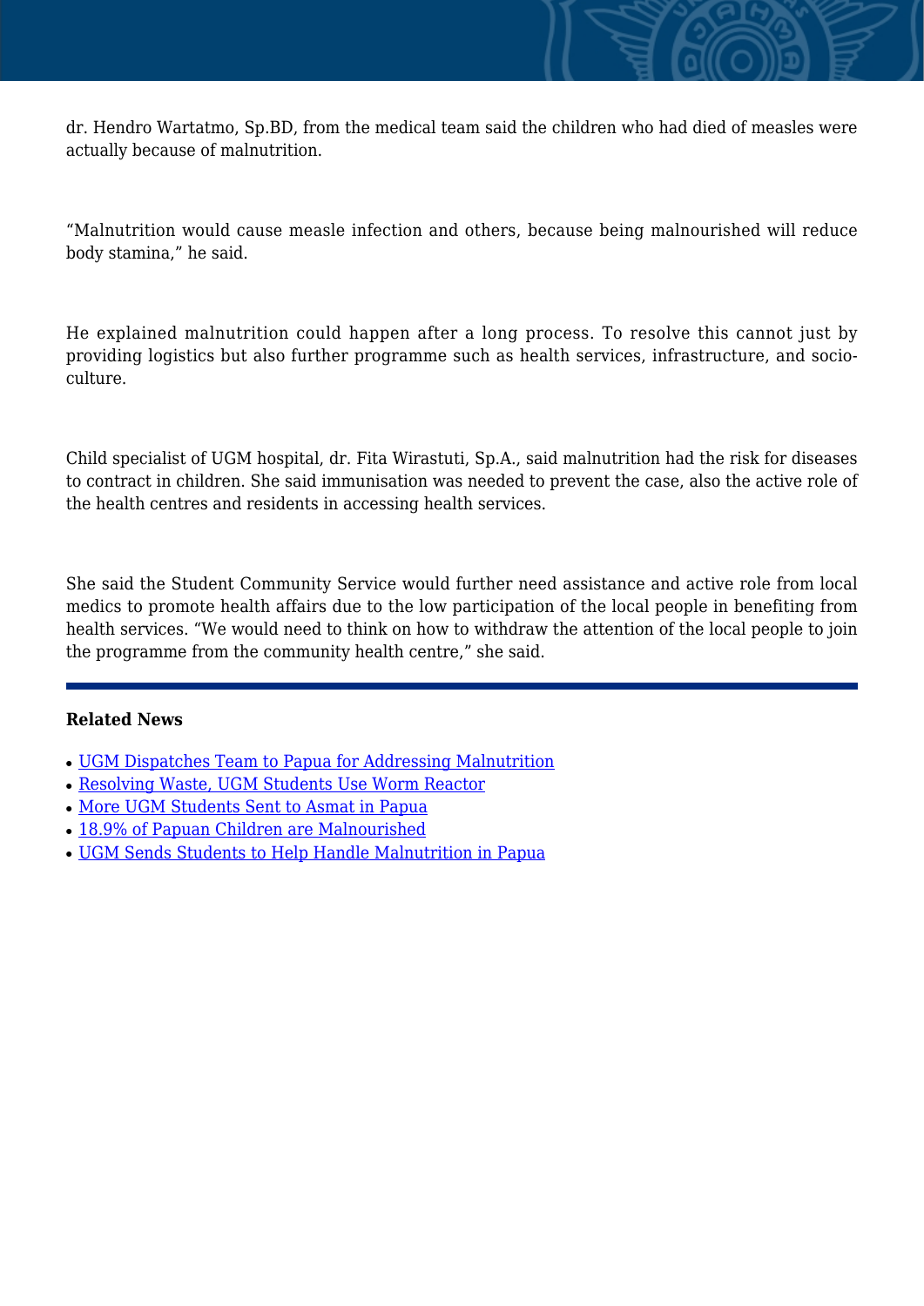dr. Hendro Wartatmo, Sp.BD, from the medical team said the children who had died of measles were actually because of malnutrition.

"Malnutrition would cause measle infection and others, because being malnourished will reduce body stamina," he said.

He explained malnutrition could happen after a long process. To resolve this cannot just by providing logistics but also further programme such as health services, infrastructure, and socio-culture.

Child specialist of UGM hospital, dr. Fita Wirastuti, Sp.A., said malnutrition had the risk for diseases to contract in children. She said immunisation was needed to prevent the case, also the active role of the health centres and residents in accessing health services.

She said the Student Community Service would further need assistance and active role from local medics to promote health affairs due to the low participation of the local people in benefiting from health services. "We would need to think on how to withdraw the attention of the local people to join the programme from the community health centre," she said.

---

**Related News**

- UGM Dispatches Team to Papua for Addressing Malnutrition
- Resolving Waste, UGM Students Use Worm Reactor
- More UGM Students Sent to Asmat in Papua
- 18.9% of Papuan Children are Malnourished
- UGM Sends Students to Help Handle Malnutrition in Papua